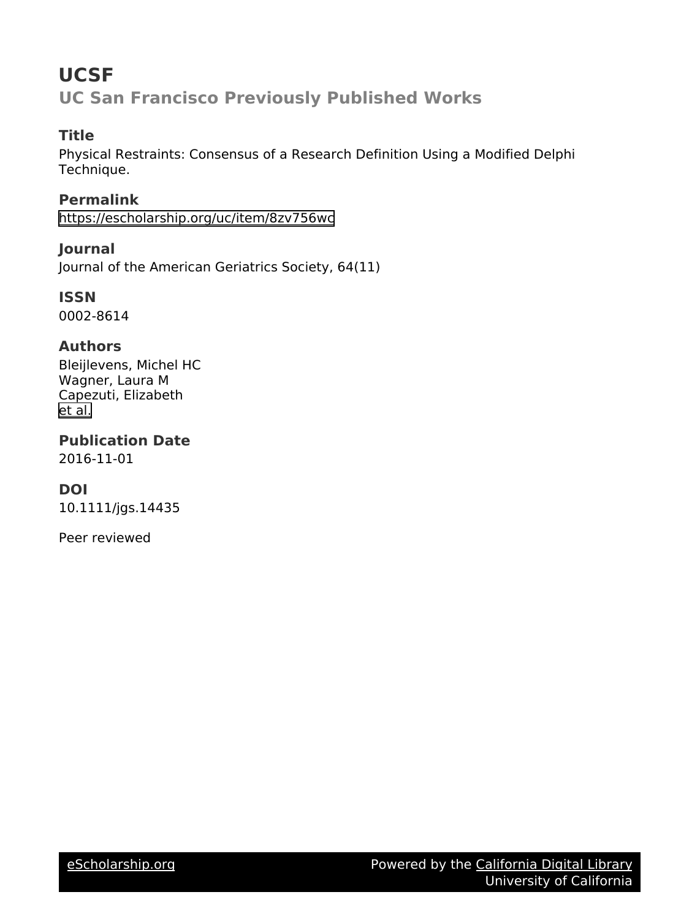# UCSF

## UC San Francisco Previously Published Works

### Title

Physical Restraints: Consensus of a Research Definition Using a Modified Delphi Technique.

### Permalink

https://escholarship.org/uc/item/8zv756wc

### Journal

Journal of the American Geriatrics Society, 64(11)

### ISSN

0002-8614

### Authors

Bleijlevens, Michel HC
Wagner, Laura M
Capezuti, Elizabeth
et al.

### Publication Date

2016-11-01

### DOI

10.1111/jgs.14435

Peer reviewed

eScholarship.org Powered by the California Digital Library University of California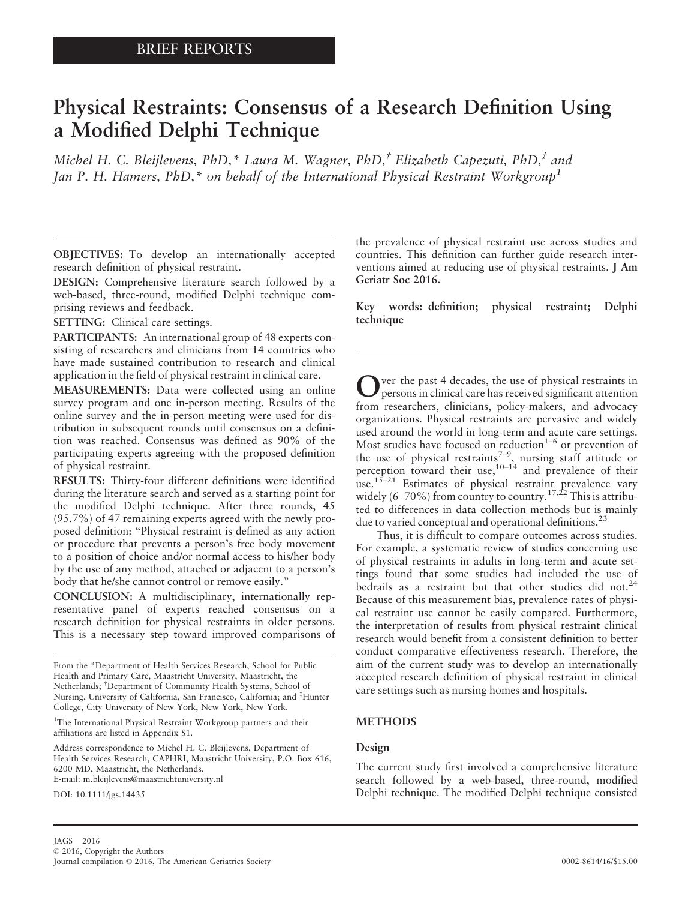# Physical Restraints: Consensus of a Research Definition Using a Modified Delphi Technique

*Michel H. C. Bleijlevens, PhD,\* Laura M. Wagner, PhD,† Elizabeth Capezuti, PhD,‡ and Jan P. H. Hamers, PhD,\* on behalf of the International Physical Restraint Workgroup[1]*

**OBJECTIVES:** To develop an internationally accepted research definition of physical restraint.

**DESIGN:** Comprehensive literature search followed by a web-based, three-round, modified Delphi technique comprising reviews and feedback.

**SETTING:** Clinical care settings.

**PARTICIPANTS:** An international group of 48 experts consisting of researchers and clinicians from 14 countries who have made sustained contribution to research and clinical application in the field of physical restraint in clinical care.

**MEASUREMENTS:** Data were collected using an online survey program and one in-person meeting. Results of the online survey and the in-person meeting were used for distribution in subsequent rounds until consensus on a definition was reached. Consensus was defined as 90% of the participating experts agreeing with the proposed definition of physical restraint.

**RESULTS:** Thirty-four different definitions were identified during the literature search and served as a starting point for the modified Delphi technique. After three rounds, 45 (95.7%) of 47 remaining experts agreed with the newly proposed definition: "Physical restraint is defined as any action or procedure that prevents a person's free body movement to a position of choice and/or normal access to his/her body by the use of any method, attached or adjacent to a person's body that he/she cannot control or remove easily."

**CONCLUSION:** A multidisciplinary, internationally representative panel of experts reached consensus on a research definition for physical restraints in older persons. This is a necessary step toward improved comparisons of the prevalence of physical restraint use across studies and countries. This definition can further guide research interventions aimed at reducing use of physical restraints. **J Am Geriatr Soc 2016.**

**Key words:** definition; physical restraint; Delphi technique

From the \*Department of Health Services Research, School for Public Health and Primary Care, Maastricht University, Maastricht, the Netherlands; †Department of Community Health Systems, School of Nursing, University of California, San Francisco, California; and ‡Hunter College, City University of New York, New York, New York.

[1]The International Physical Restraint Workgroup partners and their affiliations are listed in Appendix S1.

Address correspondence to Michel H. C. Bleijlevens, Department of Health Services Research, CAPHRI, Maastricht University, P.O. Box 616, 6200 MD, Maastricht, the Netherlands.
E-mail: m.bleijlevens@maastrichtuniversity.nl

DOI: 10.1111/jgs.14435

Over the past 4 decades, the use of physical restraints in persons in clinical care has received significant attention from researchers, clinicians, policy-makers, and advocacy organizations. Physical restraints are pervasive and widely used around the world in long-term and acute care settings. Most studies have focused on reduction[1–6] or prevention of the use of physical restraints[7–9], nursing staff attitude or perception toward their use,[10–14] and prevalence of their use.[15–21] Estimates of physical restraint prevalence vary widely (6–70%) from country to country.[17,22] This is attributed to differences in data collection methods but is mainly due to varied conceptual and operational definitions.[23]

Thus, it is difficult to compare outcomes across studies. For example, a systematic review of studies concerning use of physical restraints in adults in long-term and acute settings found that some studies had included the use of bedrails as a restraint but that other studies did not.[24] Because of this measurement bias, prevalence rates of physical restraint use cannot be easily compared. Furthermore, the interpretation of results from physical restraint clinical research would benefit from a consistent definition to better conduct comparative effectiveness research. Therefore, the aim of the current study was to develop an internationally accepted research definition of physical restraint in clinical care settings such as nursing homes and hospitals.

## METHODS

### Design

The current study first involved a comprehensive literature search followed by a web-based, three-round, modified Delphi technique. The modified Delphi technique consisted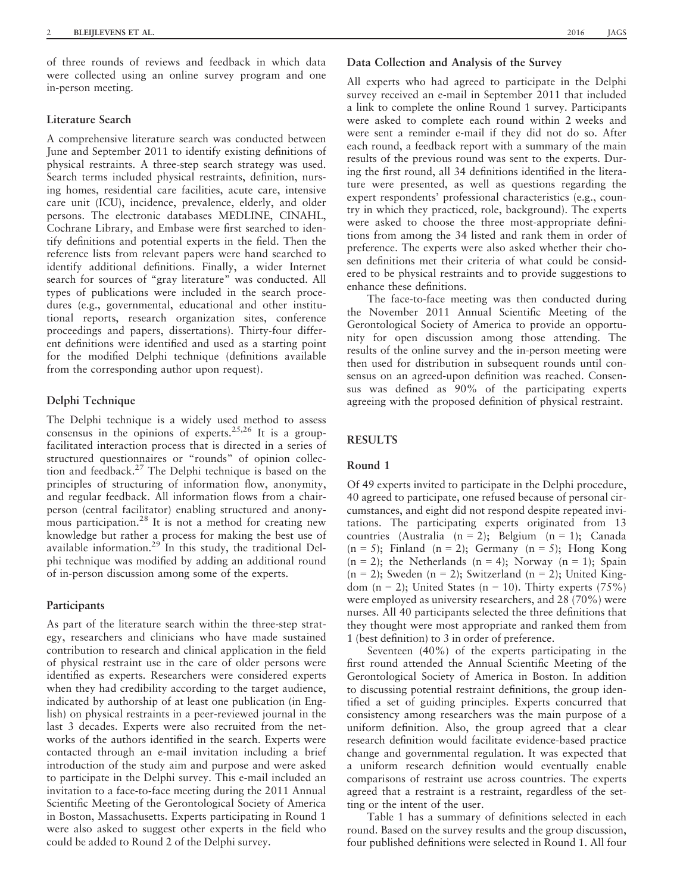of three rounds of reviews and feedback in which data were collected using an online survey program and one in-person meeting.

### Literature Search

A comprehensive literature search was conducted between June and September 2011 to identify existing definitions of physical restraints. A three-step search strategy was used. Search terms included physical restraints, definition, nursing homes, residential care facilities, acute care, intensive care unit (ICU), incidence, prevalence, elderly, and older persons. The electronic databases MEDLINE, CINAHL, Cochrane Library, and Embase were first searched to identify definitions and potential experts in the field. Then the reference lists from relevant papers were hand searched to identify additional definitions. Finally, a wider Internet search for sources of "gray literature" was conducted. All types of publications were included in the search procedures (e.g., governmental, educational and other institutional reports, research organization sites, conference proceedings and papers, dissertations). Thirty-four different definitions were identified and used as a starting point for the modified Delphi technique (definitions available from the corresponding author upon request).

### Delphi Technique

The Delphi technique is a widely used method to assess consensus in the opinions of experts.[25,26] It is a group-facilitated interaction process that is directed in a series of structured questionnaires or "rounds" of opinion collection and feedback.[27] The Delphi technique is based on the principles of structuring of information flow, anonymity, and regular feedback. All information flows from a chairperson (central facilitator) enabling structured and anonymous participation.[28] It is not a method for creating new knowledge but rather a process for making the best use of available information.[29] In this study, the traditional Delphi technique was modified by adding an additional round of in-person discussion among some of the experts.

### Participants

As part of the literature search within the three-step strategy, researchers and clinicians who have made sustained contribution to research and clinical application in the field of physical restraint use in the care of older persons were identified as experts. Researchers were considered experts when they had credibility according to the target audience, indicated by authorship of at least one publication (in English) on physical restraints in a peer-reviewed journal in the last 3 decades. Experts were also recruited from the networks of the authors identified in the search. Experts were contacted through an e-mail invitation including a brief introduction of the study aim and purpose and were asked to participate in the Delphi survey. This e-mail included an invitation to a face-to-face meeting during the 2011 Annual Scientific Meeting of the Gerontological Society of America in Boston, Massachusetts. Experts participating in Round 1 were also asked to suggest other experts in the field who could be added to Round 2 of the Delphi survey.

### Data Collection and Analysis of the Survey

All experts who had agreed to participate in the Delphi survey received an e-mail in September 2011 that included a link to complete the online Round 1 survey. Participants were asked to complete each round within 2 weeks and were sent a reminder e-mail if they did not do so. After each round, a feedback report with a summary of the main results of the previous round was sent to the experts. During the first round, all 34 definitions identified in the literature were presented, as well as questions regarding the expert respondents' professional characteristics (e.g., country in which they practiced, role, background). The experts were asked to choose the three most-appropriate definitions from among the 34 listed and rank them in order of preference. The experts were also asked whether their chosen definitions met their criteria of what could be considered to be physical restraints and to provide suggestions to enhance these definitions.

The face-to-face meeting was then conducted during the November 2011 Annual Scientific Meeting of the Gerontological Society of America to provide an opportunity for open discussion among those attending. The results of the online survey and the in-person meeting were then used for distribution in subsequent rounds until consensus on an agreed-upon definition was reached. Consensus was defined as 90% of the participating experts agreeing with the proposed definition of physical restraint.

## RESULTS

### Round 1

Of 49 experts invited to participate in the Delphi procedure, 40 agreed to participate, one refused because of personal circumstances, and eight did not respond despite repeated invitations. The participating experts originated from 13 countries (Australia (n = 2); Belgium (n = 1); Canada (n = 5); Finland (n = 2); Germany (n = 5); Hong Kong (n = 2); the Netherlands (n = 4); Norway (n = 1); Spain (n = 2); Sweden (n = 2); Switzerland (n = 2); United Kingdom (n = 2); United States (n = 10). Thirty experts (75%) were employed as university researchers, and 28 (70%) were nurses. All 40 participants selected the three definitions that they thought were most appropriate and ranked them from 1 (best definition) to 3 in order of preference.

Seventeen (40%) of the experts participating in the first round attended the Annual Scientific Meeting of the Gerontological Society of America in Boston. In addition to discussing potential restraint definitions, the group identified a set of guiding principles. Experts concurred that consistency among researchers was the main purpose of a uniform definition. Also, the group agreed that a clear research definition would facilitate evidence-based practice change and governmental regulation. It was expected that a uniform research definition would eventually enable comparisons of restraint use across countries. The experts agreed that a restraint is a restraint, regardless of the setting or the intent of the user.

Table 1 has a summary of definitions selected in each round. Based on the survey results and the group discussion, four published definitions were selected in Round 1. All four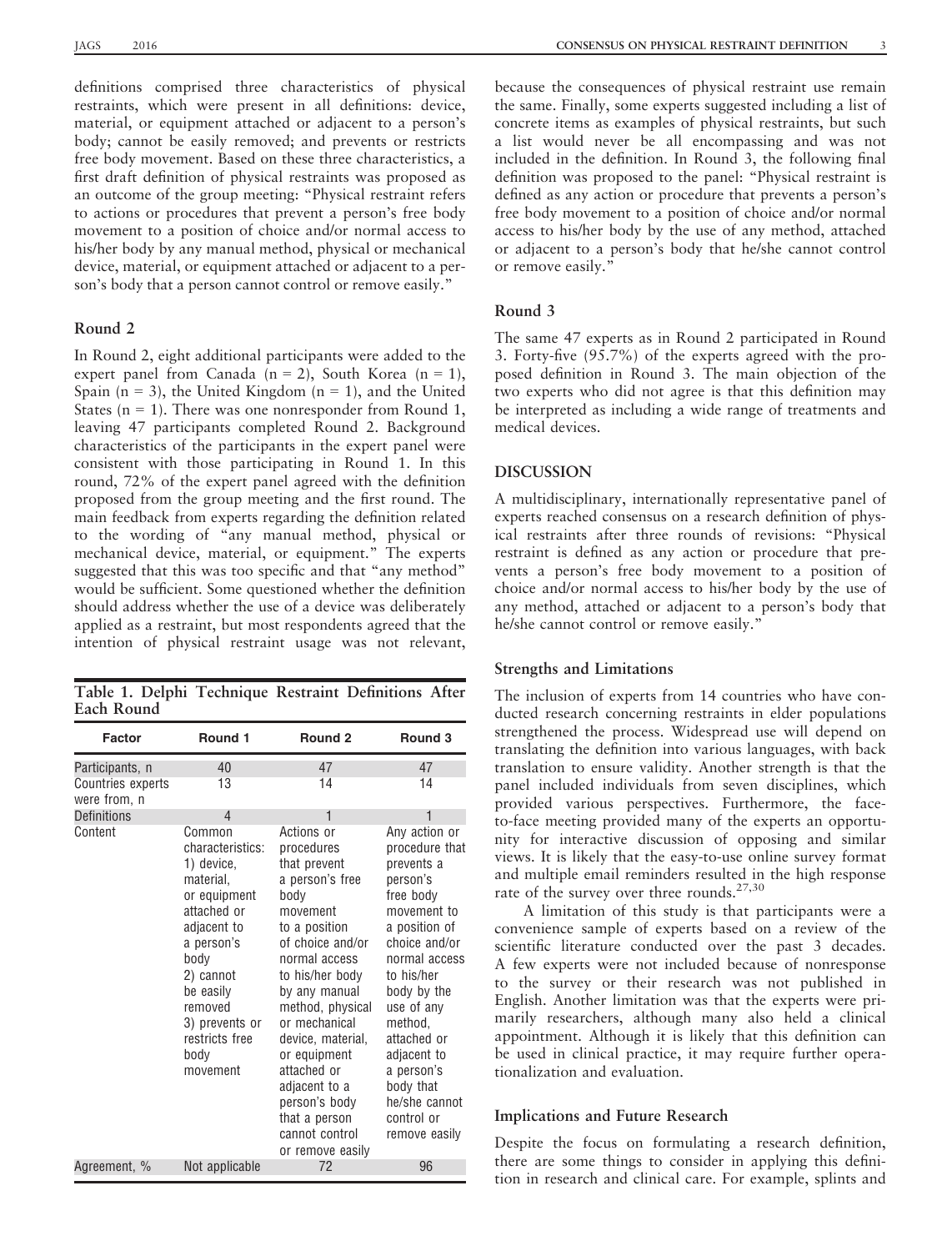definitions comprised three characteristics of physical restraints, which were present in all definitions: device, material, or equipment attached or adjacent to a person's body; cannot be easily removed; and prevents or restricts free body movement. Based on these three characteristics, a first draft definition of physical restraints was proposed as an outcome of the group meeting: "Physical restraint refers to actions or procedures that prevent a person's free body movement to a position of choice and/or normal access to his/her body by any manual method, physical or mechanical device, material, or equipment attached or adjacent to a person's body that a person cannot control or remove easily."

### Round 2

In Round 2, eight additional participants were added to the expert panel from Canada (n = 2), South Korea (n = 1), Spain (n = 3), the United Kingdom (n = 1), and the United States (n = 1). There was one nonresponder from Round 1, leaving 47 participants completed Round 2. Background characteristics of the participants in the expert panel were consistent with those participating in Round 1. In this round, 72% of the expert panel agreed with the definition proposed from the group meeting and the first round. The main feedback from experts regarding the definition related to the wording of "any manual method, physical or mechanical device, material, or equipment." The experts suggested that this was too specific and that "any method" would be sufficient. Some questioned whether the definition should address whether the use of a device was deliberately applied as a restraint, but most respondents agreed that the intention of physical restraint usage was not relevant, because the consequences of physical restraint use remain the same. Finally, some experts suggested including a list of concrete items as examples of physical restraints, but such a list would never be all encompassing and was not included in the definition. In Round 3, the following final definition was proposed to the panel: "Physical restraint is defined as any action or procedure that prevents a person's free body movement to a position of choice and/or normal access to his/her body by the use of any method, attached or adjacent to a person's body that he/she cannot control or remove easily."

**Table 1. Delphi Technique Restraint Definitions After Each Round**

| Factor | Round 1 | Round 2 | Round 3 |
|---|---|---|---|
| Participants, n | 40 | 47 | 47 |
| Countries experts were from, n | 13 | 14 | 14 |
| Definitions | 4 | 1 | 1 |
| Content | Common characteristics: 1) device, material, or equipment attached or adjacent to a person's body 2) cannot be easily removed 3) prevents or restricts free body movement | Actions or procedures that prevent a person's free body movement to a position of choice and/or normal access to his/her body by any manual method, physical or mechanical device, material, or equipment attached or adjacent to a person's body that a person cannot control or remove easily | Any action or procedure that prevents a person's free body movement to a position of choice and/or normal access to his/her body by the use of any method, attached or adjacent to a person's body that he/she cannot control or remove easily |
| Agreement, % | Not applicable | 72 | 96 |

### Round 3

The same 47 experts as in Round 2 participated in Round 3. Forty-five (95.7%) of the experts agreed with the proposed definition in Round 3. The main objection of the two experts who did not agree is that this definition may be interpreted as including a wide range of treatments and medical devices.

## DISCUSSION

A multidisciplinary, internationally representative panel of experts reached consensus on a research definition of physical restraints after three rounds of revisions: "Physical restraint is defined as any action or procedure that prevents a person's free body movement to a position of choice and/or normal access to his/her body by the use of any method, attached or adjacent to a person's body that he/she cannot control or remove easily."

### Strengths and Limitations

The inclusion of experts from 14 countries who have conducted research concerning restraints in elder populations strengthened the process. Widespread use will depend on translating the definition into various languages, with back translation to ensure validity. Another strength is that the panel included individuals from seven disciplines, which provided various perspectives. Furthermore, the face-to-face meeting provided many of the experts an opportunity for interactive discussion of opposing and similar views. It is likely that the easy-to-use online survey format and multiple email reminders resulted in the high response rate of the survey over three rounds.[27,30]

A limitation of this study is that participants were a convenience sample of experts based on a review of the scientific literature conducted over the past 3 decades. A few experts were not included because of nonresponse to the survey or their research was not published in English. Another limitation was that the experts were primarily researchers, although many also held a clinical appointment. Although it is likely that this definition can be used in clinical practice, it may require further operationalization and evaluation.

### Implications and Future Research

Despite the focus on formulating a research definition, there are some things to consider in applying this definition in research and clinical care. For example, splints and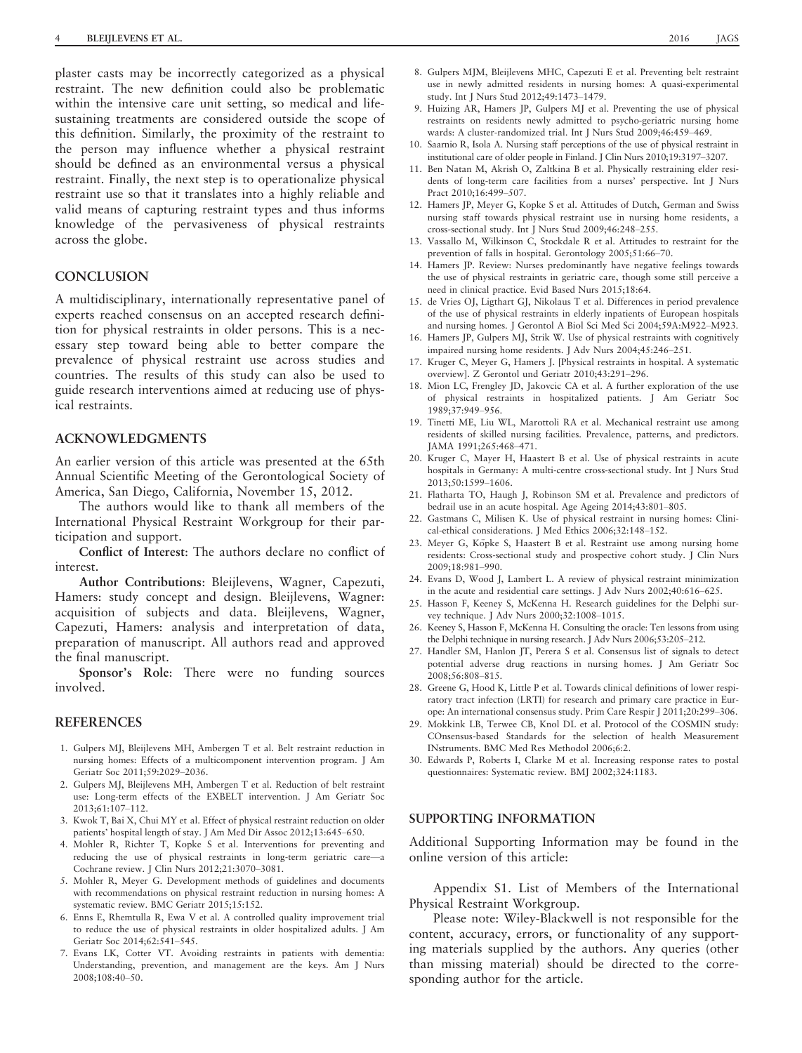plaster casts may be incorrectly categorized as a physical restraint. The new definition could also be problematic within the intensive care unit setting, so medical and life-sustaining treatments are considered outside the scope of this definition. Similarly, the proximity of the restraint to the person may influence whether a physical restraint should be defined as an environmental versus a physical restraint. Finally, the next step is to operationalize physical restraint use so that it translates into a highly reliable and valid means of capturing restraint types and thus informs knowledge of the pervasiveness of physical restraints across the globe.

## CONCLUSION

A multidisciplinary, internationally representative panel of experts reached consensus on an accepted research definition for physical restraints in older persons. This is a necessary step toward being able to better compare the prevalence of physical restraint use across studies and countries. The results of this study can also be used to guide research interventions aimed at reducing use of physical restraints.

## ACKNOWLEDGMENTS

An earlier version of this article was presented at the 65th Annual Scientific Meeting of the Gerontological Society of America, San Diego, California, November 15, 2012.

The authors would like to thank all members of the International Physical Restraint Workgroup for their participation and support.

**Conflict of Interest**: The authors declare no conflict of interest.

**Author Contributions**: Bleijlevens, Wagner, Capezuti, Hamers: study concept and design. Bleijlevens, Wagner: acquisition of subjects and data. Bleijlevens, Wagner, Capezuti, Hamers: analysis and interpretation of data, preparation of manuscript. All authors read and approved the final manuscript.

**Sponsor's Role**: There were no funding sources involved.

## REFERENCES

1. Gulpers MJ, Bleijlevens MH, Ambergen T et al. Belt restraint reduction in nursing homes: Effects of a multicomponent intervention program. J Am Geriatr Soc 2011;59:2029–2036.
2. Gulpers MJ, Bleijlevens MH, Ambergen T et al. Reduction of belt restraint use: Long-term effects of the EXBELT intervention. J Am Geriatr Soc 2013;61:107–112.
3. Kwok T, Bai X, Chui MY et al. Effect of physical restraint reduction on older patients' hospital length of stay. J Am Med Dir Assoc 2012;13:645–650.
4. Mohler R, Richter T, Kopke S et al. Interventions for preventing and reducing the use of physical restraints in long-term geriatric care—a Cochrane review. J Clin Nurs 2012;21:3070–3081.
5. Mohler R, Meyer G. Development methods of guidelines and documents with recommendations on physical restraint reduction in nursing homes: A systematic review. BMC Geriatr 2015;15:152.
6. Enns E, Rhemtulla R, Ewa V et al. A controlled quality improvement trial to reduce the use of physical restraints in older hospitalized adults. J Am Geriatr Soc 2014;62:541–545.
7. Evans LK, Cotter VT. Avoiding restraints in patients with dementia: Understanding, prevention, and management are the keys. Am J Nurs 2008;108:40–50.
8. Gulpers MJM, Bleijlevens MHC, Capezuti E et al. Preventing belt restraint use in newly admitted residents in nursing homes: A quasi-experimental study. Int J Nurs Stud 2012;49:1473–1479.
9. Huizing AR, Hamers JP, Gulpers MJ et al. Preventing the use of physical restraints on residents newly admitted to psycho-geriatric nursing home wards: A cluster-randomized trial. Int J Nurs Stud 2009;46:459–469.
10. Saarnio R, Isola A. Nursing staff perceptions of the use of physical restraint in institutional care of older people in Finland. J Clin Nurs 2010;19:3197–3207.
11. Ben Natan M, Akrish O, Zaltkina B et al. Physically restraining elder residents of long-term care facilities from a nurses' perspective. Int J Nurs Pract 2010;16:499–507.
12. Hamers JP, Meyer G, Kopke S et al. Attitudes of Dutch, German and Swiss nursing staff towards physical restraint use in nursing home residents, a cross-sectional study. Int J Nurs Stud 2009;46:248–255.
13. Vassallo M, Wilkinson C, Stockdale R et al. Attitudes to restraint for the prevention of falls in hospital. Gerontology 2005;51:66–70.
14. Hamers JP. Review: Nurses predominantly have negative feelings towards the use of physical restraints in geriatric care, though some still perceive a need in clinical practice. Evid Based Nurs 2015;18:64.
15. de Vries OJ, Ligthart GJ, Nikolaus T et al. Differences in period prevalence of the use of physical restraints in elderly inpatients of European hospitals and nursing homes. J Gerontol A Biol Sci Med Sci 2004;59A:M922–M923.
16. Hamers JP, Gulpers MJ, Strik W. Use of physical restraints with cognitively impaired nursing home residents. J Adv Nurs 2004;45:246–251.
17. Kruger C, Meyer G, Hamers J. [Physical restraints in hospital. A systematic overview]. Z Gerontol und Geriatr 2010;43:291–296.
18. Mion LC, Frengley JD, Jakovcic CA et al. A further exploration of the use of physical restraints in hospitalized patients. J Am Geriatr Soc 1989;37:949–956.
19. Tinetti ME, Liu WL, Marottoli RA et al. Mechanical restraint use among residents of skilled nursing facilities. Prevalence, patterns, and predictors. JAMA 1991;265:468–471.
20. Kruger C, Mayer H, Haastert B et al. Use of physical restraints in acute hospitals in Germany: A multi-centre cross-sectional study. Int J Nurs Stud 2013;50:1599–1606.
21. Flatharta TO, Haugh J, Robinson SM et al. Prevalence and predictors of bedrail use in an acute hospital. Age Ageing 2014;43:801–805.
22. Gastmans C, Milisen K. Use of physical restraint in nursing homes: Clinical-ethical considerations. J Med Ethics 2006;32:148–152.
23. Meyer G, Köpke S, Haastert B et al. Restraint use among nursing home residents: Cross-sectional study and prospective cohort study. J Clin Nurs 2009;18:981–990.
24. Evans D, Wood J, Lambert L. A review of physical restraint minimization in the acute and residential care settings. J Adv Nurs 2002;40:616–625.
25. Hasson F, Keeney S, McKenna H. Research guidelines for the Delphi survey technique. J Adv Nurs 2000;32:1008–1015.
26. Keeney S, Hasson F, McKenna H. Consulting the oracle: Ten lessons from using the Delphi technique in nursing research. J Adv Nurs 2006;53:205–212.
27. Handler SM, Hanlon JT, Perera S et al. Consensus list of signals to detect potential adverse drug reactions in nursing homes. J Am Geriatr Soc 2008;56:808–815.
28. Greene G, Hood K, Little P et al. Towards clinical definitions of lower respiratory tract infection (LRTI) for research and primary care practice in Europe: An international consensus study. Prim Care Respir J 2011;20:299–306.
29. Mokkink LB, Terwee CB, Knol DL et al. Protocol of the COSMIN study: COnsensus-based Standards for the selection of health Measurement INstruments. BMC Med Res Methodol 2006;6:2.
30. Edwards P, Roberts I, Clarke M et al. Increasing response rates to postal questionnaires: Systematic review. BMJ 2002;324:1183.

## SUPPORTING INFORMATION

Additional Supporting Information may be found in the online version of this article:

Appendix S1. List of Members of the International Physical Restraint Workgroup.

Please note: Wiley-Blackwell is not responsible for the content, accuracy, errors, or functionality of any supporting materials supplied by the authors. Any queries (other than missing material) should be directed to the corresponding author for the article.